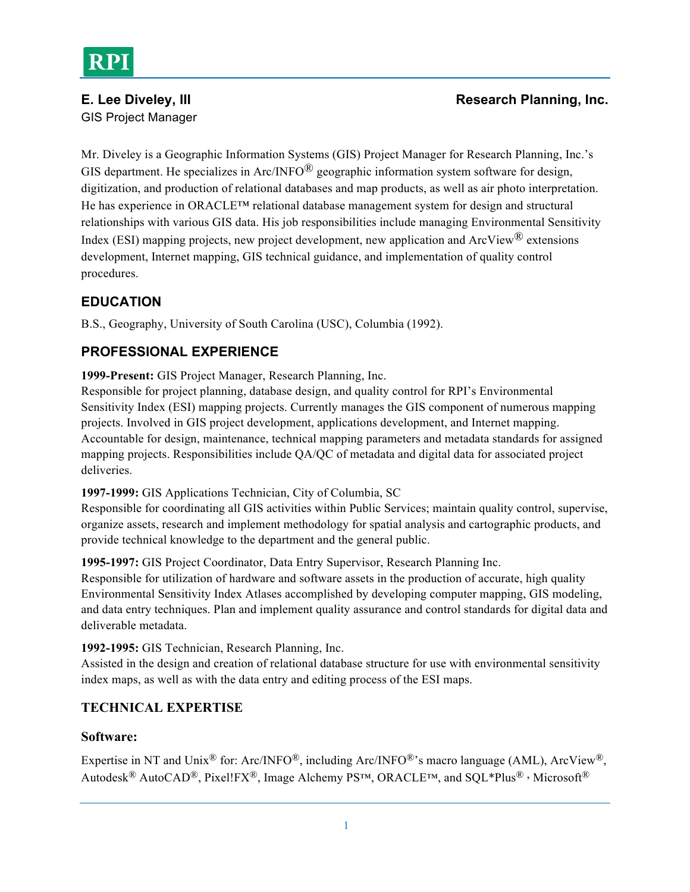**RPI**

**E. Lee Diveley, III** **Research Planning, Inc.**
GIS Project Manager

Mr. Diveley is a Geographic Information Systems (GIS) Project Manager for Research Planning, Inc.'s GIS department. He specializes in Arc/INFO® geographic information system software for design, digitization, and production of relational databases and map products, as well as air photo interpretation. He has experience in ORACLE™ relational database management system for design and structural relationships with various GIS data. His job responsibilities include managing Environmental Sensitivity Index (ESI) mapping projects, new project development, new application and ArcView® extensions development, Internet mapping, GIS technical guidance, and implementation of quality control procedures.

## EDUCATION

B.S., Geography, University of South Carolina (USC), Columbia (1992).

## PROFESSIONAL EXPERIENCE

**1999-Present:** GIS Project Manager, Research Planning, Inc.
Responsible for project planning, database design, and quality control for RPI's Environmental Sensitivity Index (ESI) mapping projects. Currently manages the GIS component of numerous mapping projects. Involved in GIS project development, applications development, and Internet mapping. Accountable for design, maintenance, technical mapping parameters and metadata standards for assigned mapping projects. Responsibilities include QA/QC of metadata and digital data for associated project deliveries.

**1997-1999:** GIS Applications Technician, City of Columbia, SC
Responsible for coordinating all GIS activities within Public Services; maintain quality control, supervise, organize assets, research and implement methodology for spatial analysis and cartographic products, and provide technical knowledge to the department and the general public.

**1995-1997:** GIS Project Coordinator, Data Entry Supervisor, Research Planning Inc.
Responsible for utilization of hardware and software assets in the production of accurate, high quality Environmental Sensitivity Index Atlases accomplished by developing computer mapping, GIS modeling, and data entry techniques. Plan and implement quality assurance and control standards for digital data and deliverable metadata.

**1992-1995:** GIS Technician, Research Planning, Inc.
Assisted in the design and creation of relational database structure for use with environmental sensitivity index maps, as well as with the data entry and editing process of the ESI maps.

## TECHNICAL EXPERTISE

### Software:

Expertise in NT and Unix® for: Arc/INFO®, including Arc/INFO®'s macro language (AML), ArcView®, Autodesk® AutoCAD®, Pixel!FX®, Image Alchemy PS™, ORACLE™, and SQL*Plus® , Microsoft®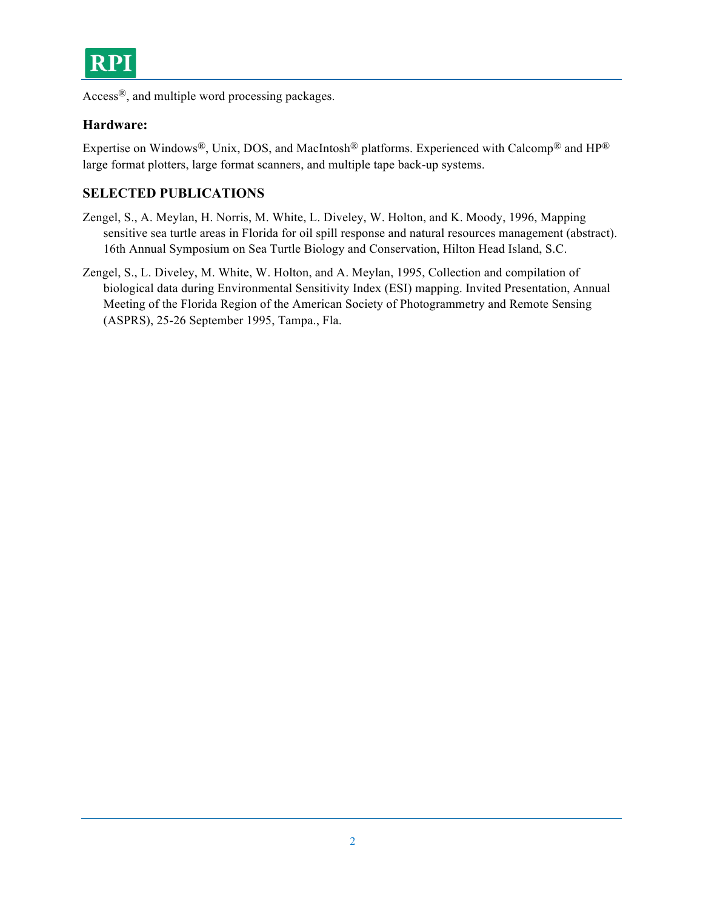Access®, and multiple word processing packages.

### Hardware:

Expertise on Windows®, Unix, DOS, and MacIntosh® platforms. Experienced with Calcomp® and HP® large format plotters, large format scanners, and multiple tape back-up systems.

## SELECTED PUBLICATIONS

Zengel, S., A. Meylan, H. Norris, M. White, L. Diveley, W. Holton, and K. Moody, 1996, Mapping sensitive sea turtle areas in Florida for oil spill response and natural resources management (abstract). 16th Annual Symposium on Sea Turtle Biology and Conservation, Hilton Head Island, S.C.

Zengel, S., L. Diveley, M. White, W. Holton, and A. Meylan, 1995, Collection and compilation of biological data during Environmental Sensitivity Index (ESI) mapping. Invited Presentation, Annual Meeting of the Florida Region of the American Society of Photogrammetry and Remote Sensing (ASPRS), 25-26 September 1995, Tampa., Fla.